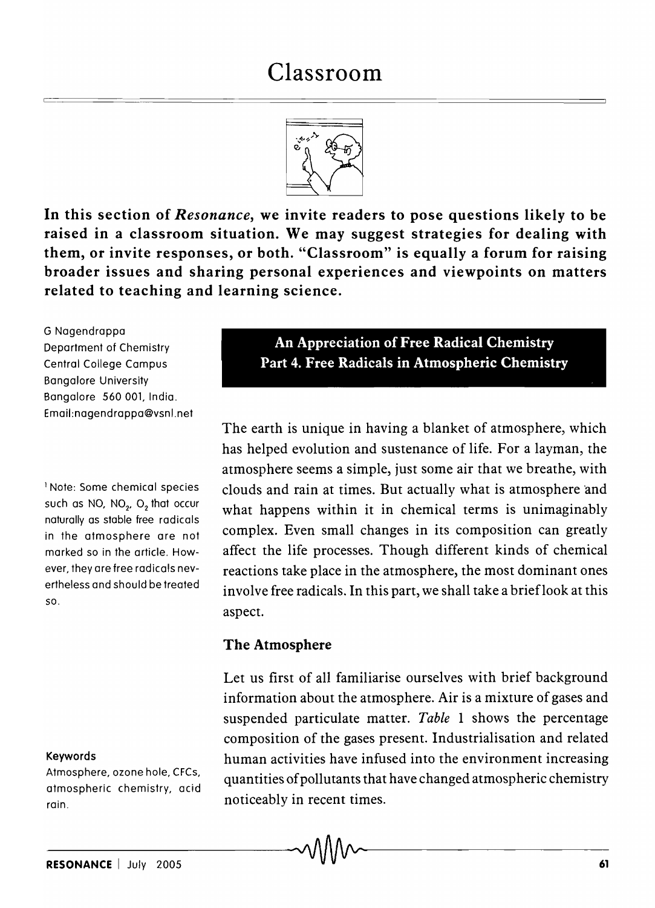# Classroom

**In this section of *Resonance*, we invite readers to pose questions likely to be raised in a classroom situation. We may suggest strategies for dealing with them, or invite responses, or both. "Classroom" is equally a forum for raising broader issues and sharing personal experiences and viewpoints on matters related to teaching and learning science.**

G Nagendrappa
Department of Chemistry
Central College Campus
Bangalore University
Bangalore 560 001, India.
Email:nagendrappa@vsnl.net

## An Appreciation of Free Radical Chemistry Part 4. Free Radicals in Atmospheric Chemistry

The earth is unique in having a blanket of atmosphere, which has helped evolution and sustenance of life. For a layman, the atmosphere seems a simple, just some air that we breathe, with clouds and rain at times. But actually what is atmosphere and what happens within it in chemical terms is unimaginably complex. Even small changes in its composition can greatly affect the life processes. Though different kinds of chemical reactions take place in the atmosphere, the most dominant ones involve free radicals. In this part, we shall take a brief look at this aspect.

[1] Note: Some chemical species such as NO, $NO_2$, $O_2$ that occur naturally as stable free radicals in the atmosphere are not marked so in the article. However, they are free radicals nevertheless and should be treated so.

### The Atmosphere

Let us first of all familiarise ourselves with brief background information about the atmosphere. Air is a mixture of gases and suspended particulate matter. *Table* 1 shows the percentage composition of the gases present. Industrialisation and related human activities have infused into the environment increasing quantities of pollutants that have changed atmospheric chemistry noticeably in recent times.

**Keywords**

Atmosphere, ozone hole, CFCs, atmospheric chemistry, acid rain.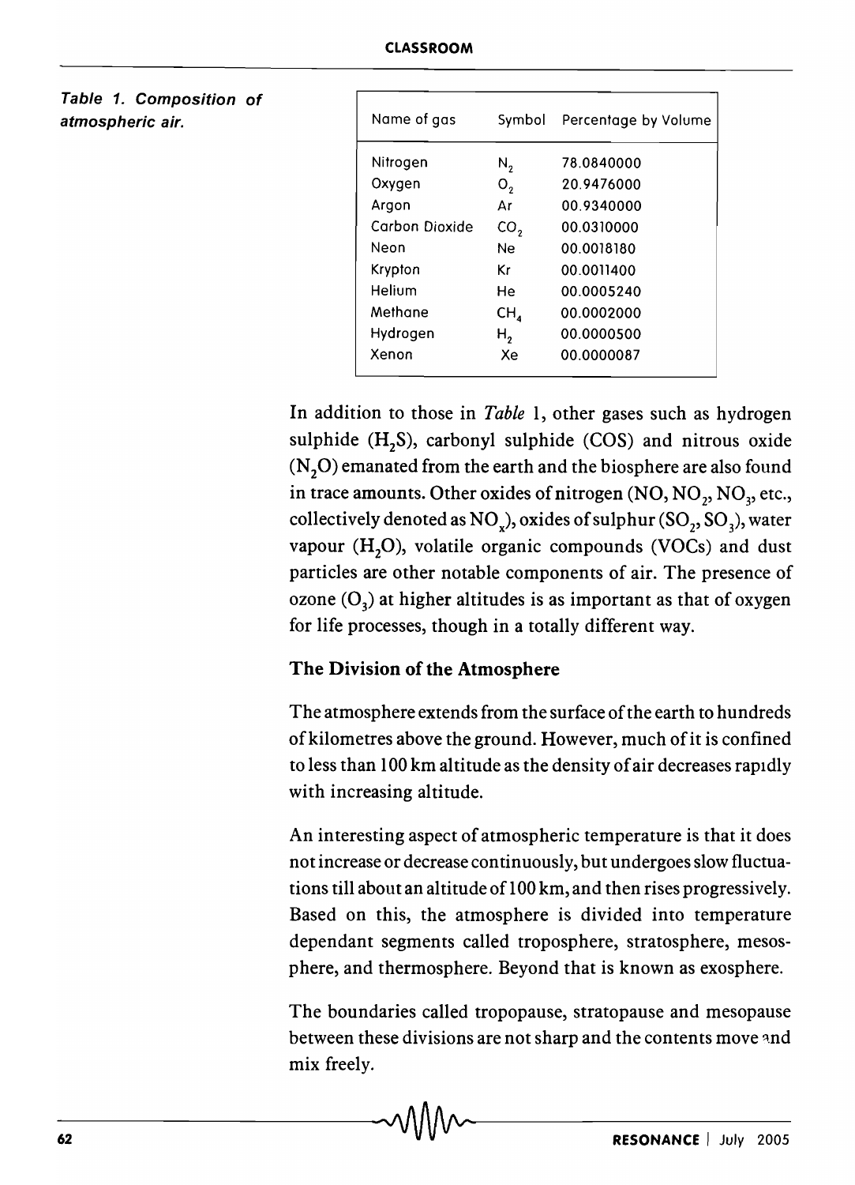*Table 1. Composition of atmospheric air.*

| Name of gas | Symbol | Percentage by Volume |
|---|---|---|
| Nitrogen | $N_2$ | 78.0840000 |
| Oxygen | $O_2$ | 20.9476000 |
| Argon | Ar | 00.9340000 |
| Carbon Dioxide | $CO_2$ | 00.0310000 |
| Neon | Ne | 00.0018180 |
| Krypton | Kr | 00.0011400 |
| Helium | He | 00.0005240 |
| Methane | $CH_4$ | 00.0002000 |
| Hydrogen | $H_2$ | 00.0000500 |
| Xenon | Xe | 00.0000087 |

In addition to those in *Table* 1, other gases such as hydrogen sulphide ($H_2S$), carbonyl sulphide (COS) and nitrous oxide ($N_2O$) emanated from the earth and the biosphere are also found in trace amounts. Other oxides of nitrogen (NO, $NO_2$, $NO_3$, etc., collectively denoted as $NO_x$), oxides of sulphur ($SO_2$, $SO_3$), water vapour ($H_2O$), volatile organic compounds (VOCs) and dust particles are other notable components of air. The presence of ozone ($O_3$) at higher altitudes is as important as that of oxygen for life processes, though in a totally different way.

### The Division of the Atmosphere

The atmosphere extends from the surface of the earth to hundreds of kilometres above the ground. However, much of it is confined to less than 100 km altitude as the density of air decreases rapidly with increasing altitude.

An interesting aspect of atmospheric temperature is that it does not increase or decrease continuously, but undergoes slow fluctuations till about an altitude of 100 km, and then rises progressively. Based on this, the atmosphere is divided into temperature dependant segments called troposphere, stratosphere, mesosphere, and thermosphere. Beyond that is known as exosphere.

The boundaries called tropopause, stratopause and mesopause between these divisions are not sharp and the contents move and mix freely.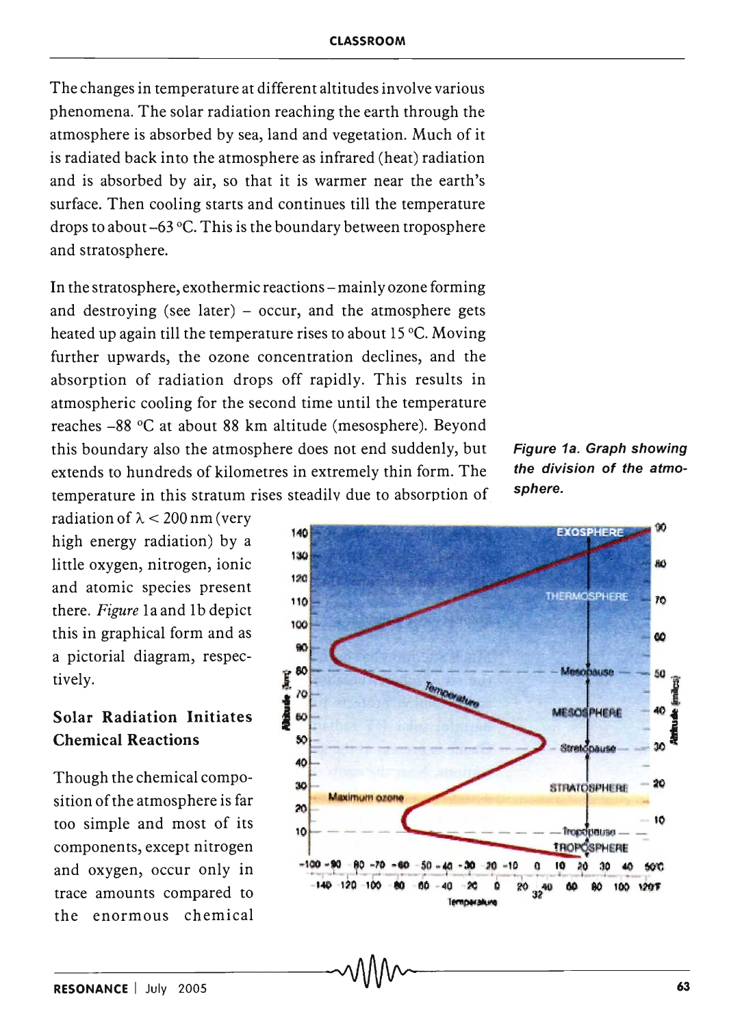The changes in temperature at different altitudes involve various phenomena. The solar radiation reaching the earth through the atmosphere is absorbed by sea, land and vegetation. Much of it is radiated back into the atmosphere as infrared (heat) radiation and is absorbed by air, so that it is warmer near the earth's surface. Then cooling starts and continues till the temperature drops to about –63 °C. This is the boundary between troposphere and stratosphere.

In the stratosphere, exothermic reactions – mainly ozone forming and destroying (see later) – occur, and the atmosphere gets heated up again till the temperature rises to about 15 °C. Moving further upwards, the ozone concentration declines, and the absorption of radiation drops off rapidly. This results in atmospheric cooling for the second time until the temperature reaches –88 °C at about 88 km altitude (mesosphere). Beyond this boundary also the atmosphere does not end suddenly, but extends to hundreds of kilometres in extremely thin form. The temperature in this stratum rises steadily due to absorption of radiation of $\lambda < 200$ nm (very high energy radiation) by a little oxygen, nitrogen, ionic and atomic species present there. *Figure* 1a and 1b depict this in graphical form and as a pictorial diagram, respectively.

*Figure 1a. Graph showing the division of the atmosphere.*

## Solar Radiation Initiates Chemical Reactions

Though the chemical composition of the atmosphere is far too simple and most of its components, except nitrogen and oxygen, occur only in trace amounts compared to the enormous chemical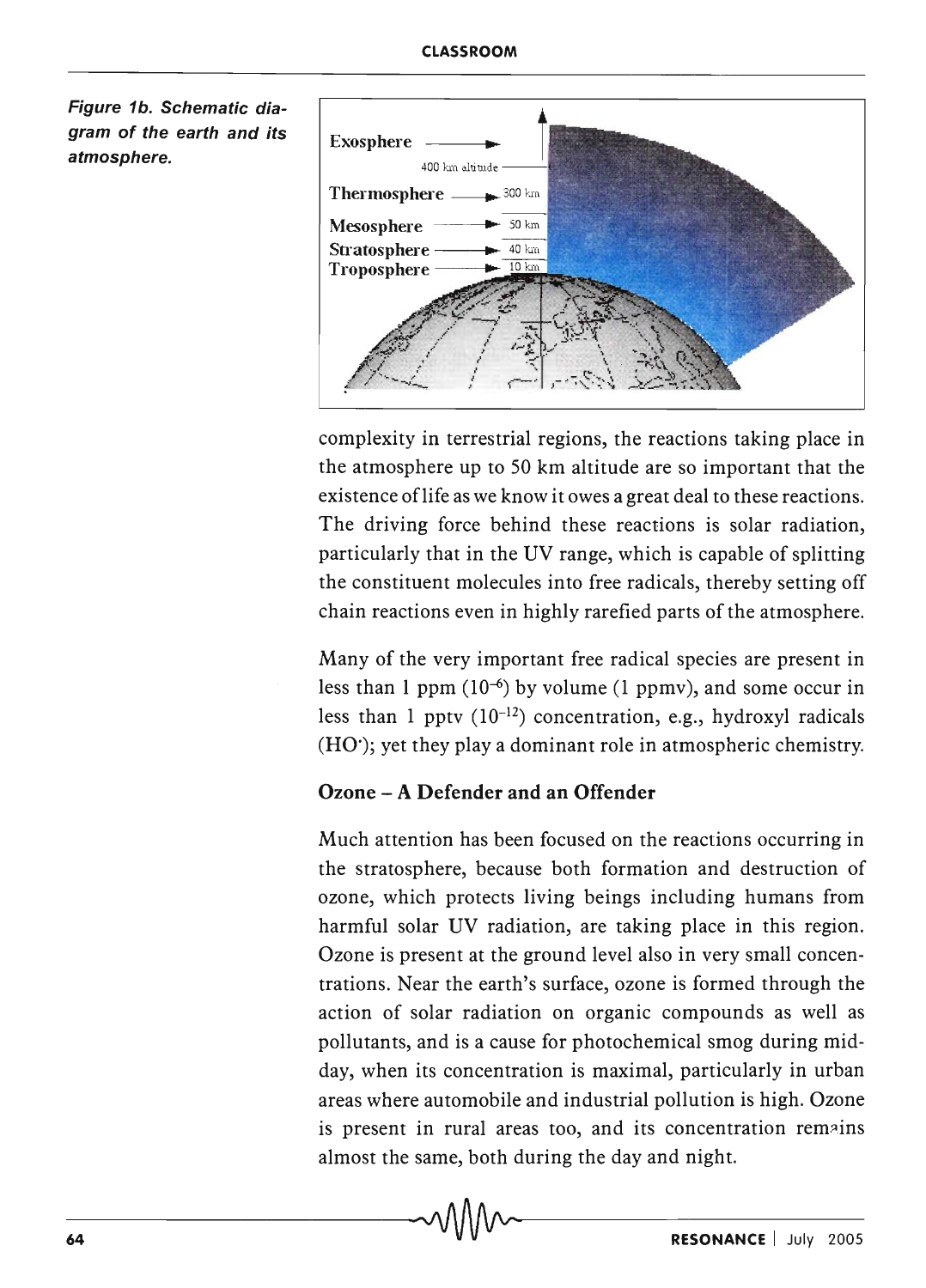*Figure 1b. Schematic diagram of the earth and its atmosphere.*

complexity in terrestrial regions, the reactions taking place in the atmosphere up to 50 km altitude are so important that the existence of life as we know it owes a great deal to these reactions. The driving force behind these reactions is solar radiation, particularly that in the UV range, which is capable of splitting the constituent molecules into free radicals, thereby setting off chain reactions even in highly rarefied parts of the atmosphere.

Many of the very important free radical species are present in less than 1 ppm ($10^{-6}$) by volume (1 ppmv), and some occur in less than 1 pptv ($10^{-12}$) concentration, e.g., hydroxyl radicals ($HO^{\cdot}$); yet they play a dominant role in atmospheric chemistry.

### Ozone – A Defender and an Offender

Much attention has been focused on the reactions occurring in the stratosphere, because both formation and destruction of ozone, which protects living beings including humans from harmful solar UV radiation, are taking place in this region. Ozone is present at the ground level also in very small concentrations. Near the earth's surface, ozone is formed through the action of solar radiation on organic compounds as well as pollutants, and is a cause for photochemical smog during midday, when its concentration is maximal, particularly in urban areas where automobile and industrial pollution is high. Ozone is present in rural areas too, and its concentration remains almost the same, both during the day and night.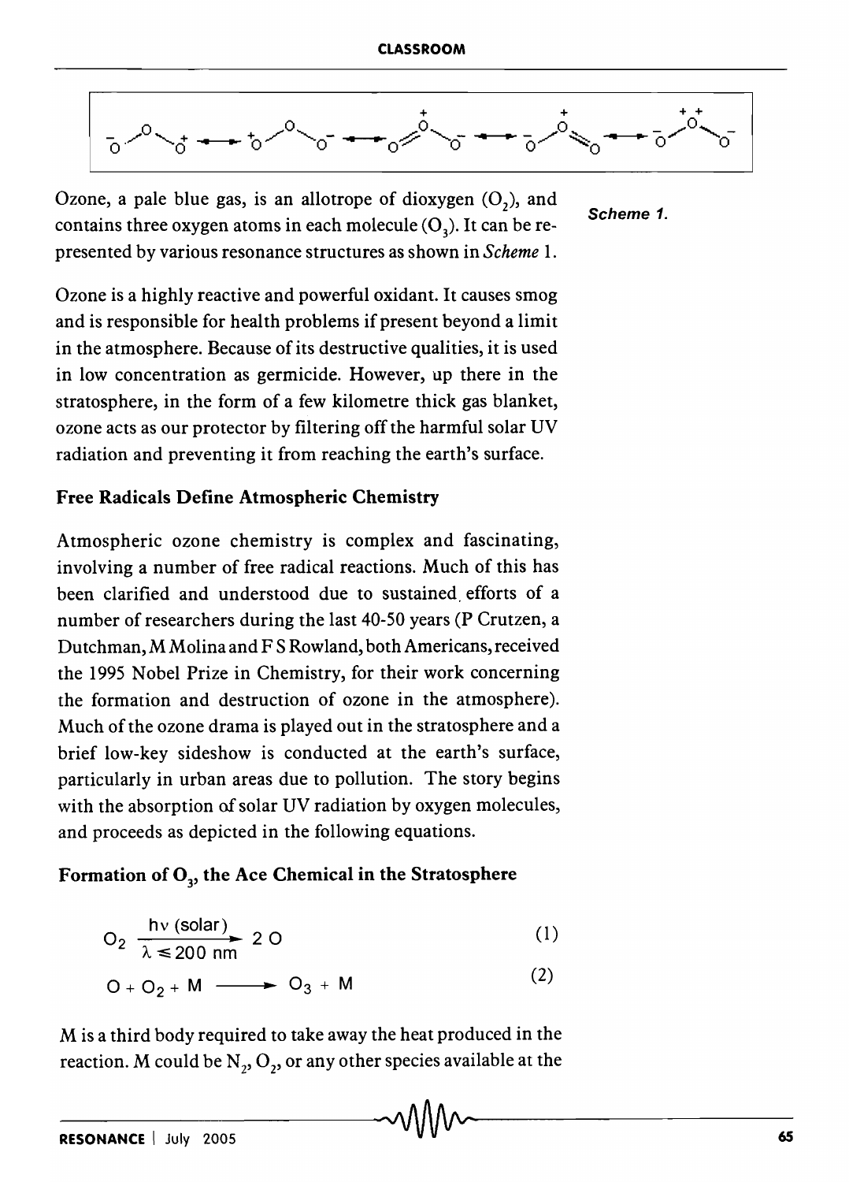Ozone, a pale blue gas, is an allotrope of dioxygen ($O_2$), and contains three oxygen atoms in each molecule ($O_3$). It can be represented by various resonance structures as shown in *Scheme* 1.

*Scheme 1.*

Ozone is a highly reactive and powerful oxidant. It causes smog and is responsible for health problems if present beyond a limit in the atmosphere. Because of its destructive qualities, it is used in low concentration as germicide. However, up there in the stratosphere, in the form of a few kilometre thick gas blanket, ozone acts as our protector by filtering off the harmful solar UV radiation and preventing it from reaching the earth's surface.

## Free Radicals Define Atmospheric Chemistry

Atmospheric ozone chemistry is complex and fascinating, involving a number of free radical reactions. Much of this has been clarified and understood due to sustained efforts of a number of researchers during the last 40-50 years (P Crutzen, a Dutchman, M Molina and F S Rowland, both Americans, received the 1995 Nobel Prize in Chemistry, for their work concerning the formation and destruction of ozone in the atmosphere). Much of the ozone drama is played out in the stratosphere and a brief low-key sideshow is conducted at the earth's surface, particularly in urban areas due to pollution. The story begins with the absorption of solar UV radiation by oxygen molecules, and proceeds as depicted in the following equations.

## Formation of $O_3$, the Ace Chemical in the Stratosphere

$$O_2 \xrightarrow[\lambda \leq 200 \text{ nm}]{h\nu \text{ (solar)}} 2\,O \tag{1}$$

$$O + O_2 + M \longrightarrow O_3 + M \tag{2}$$

M is a third body required to take away the heat produced in the reaction. M could be $N_2$, $O_2$, or any other species available at the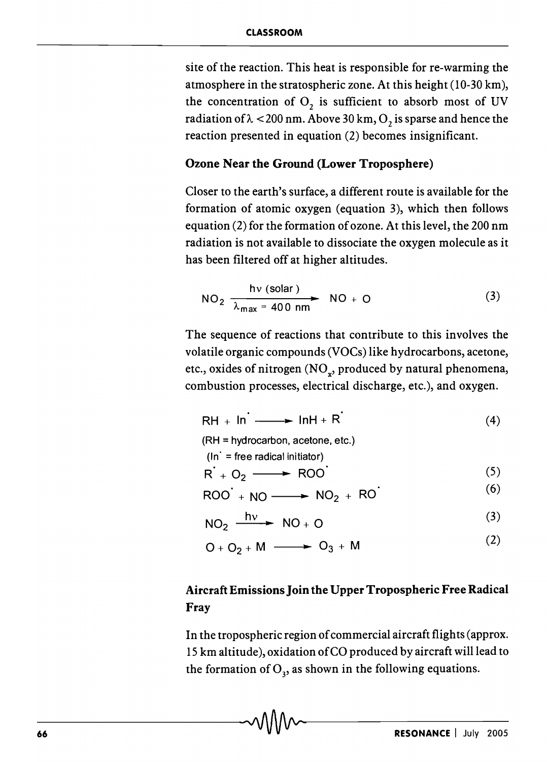site of the reaction. This heat is responsible for re-warming the atmosphere in the stratospheric zone. At this height (10-30 km), the concentration of $O_2$ is sufficient to absorb most of UV radiation of $\lambda < 200$ nm. Above 30 km, $O_2$ is sparse and hence the reaction presented in equation (2) becomes insignificant.

### Ozone Near the Ground (Lower Troposphere)

Closer to the earth's surface, a different route is available for the formation of atomic oxygen (equation 3), which then follows equation (2) for the formation of ozone. At this level, the 200 nm radiation is not available to dissociate the oxygen molecule as it has been filtered off at higher altitudes.

$$NO_2 \xrightarrow[\lambda_{max} = 400 \text{ nm}]{h\nu \text{ (solar)}} NO + O \tag{3}$$

The sequence of reactions that contribute to this involves the volatile organic compounds (VOCs) like hydrocarbons, acetone, etc., oxides of nitrogen ($NO_x$, produced by natural phenomena, combustion processes, electrical discharge, etc.), and oxygen.

$$RH + In^{\cdot} \longrightarrow InH + R^{\cdot} \tag{4}$$

(RH = hydrocarbon, acetone, etc.)
($In^{\cdot}$ = free radical initiator)

$$R^{\cdot} + O_2 \longrightarrow ROO^{\cdot} \tag{5}$$

$$ROO^{\cdot} + NO \longrightarrow NO_2 + RO^{\cdot} \tag{6}$$

$$NO_2 \xrightarrow{h\nu} NO + O \tag{3}$$

$$O + O_2 + M \longrightarrow O_3 + M \tag{2}$$

### Aircraft Emissions Join the Upper Tropospheric Free Radical Fray

In the tropospheric region of commercial aircraft flights (approx. 15 km altitude), oxidation of CO produced by aircraft will lead to the formation of $O_3$, as shown in the following equations.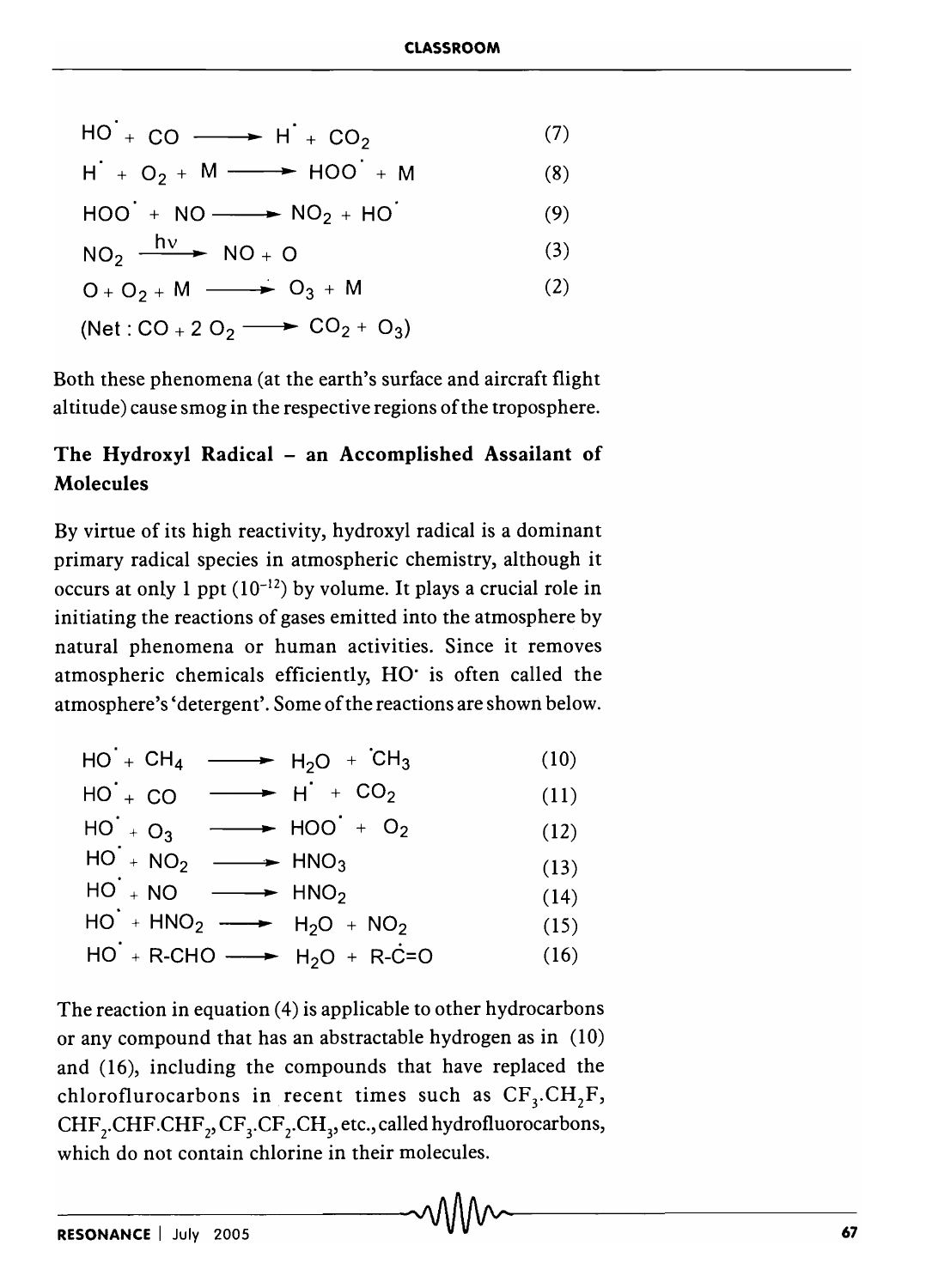$$HO^{\cdot} + CO \longrightarrow H^{\cdot} + CO_2 \quad (7)$$

$$H^{\cdot} + O_2 + M \longrightarrow HOO^{\cdot} + M \quad (8)$$

$$HOO^{\cdot} + NO \longrightarrow NO_2 + HO^{\cdot} \quad (9)$$

$$NO_2 \xrightarrow{h\nu} NO + O \quad (3)$$

$$O + O_2 + M \longrightarrow O_3 + M \quad (2)$$

$$(\text{Net}: CO + 2\,O_2 \longrightarrow CO_2 + O_3)$$

Both these phenomena (at the earth's surface and aircraft flight altitude) cause smog in the respective regions of the troposphere.

## The Hydroxyl Radical – an Accomplished Assailant of Molecules

By virtue of its high reactivity, hydroxyl radical is a dominant primary radical species in atmospheric chemistry, although it occurs at only 1 ppt ($10^{-12}$) by volume. It plays a crucial role in initiating the reactions of gases emitted into the atmosphere by natural phenomena or human activities. Since it removes atmospheric chemicals efficiently, $HO^{\cdot}$ is often called the atmosphere's 'detergent'. Some of the reactions are shown below.

$$HO^{\cdot} + CH_4 \longrightarrow H_2O + {}^{\cdot}CH_3 \quad (10)$$

$$HO^{\cdot} + CO \longrightarrow H^{\cdot} + CO_2 \quad (11)$$

$$HO^{\cdot} + O_3 \longrightarrow HOO^{\cdot} + O_2 \quad (12)$$

$$HO^{\cdot} + NO_2 \longrightarrow HNO_3 \quad (13)$$

$$HO^{\cdot} + NO \longrightarrow HNO_2 \quad (14)$$

$$HO^{\cdot} + HNO_2 \longrightarrow H_2O + NO_2 \quad (15)$$

$$HO^{\cdot} + R\text{-}CHO \longrightarrow H_2O + R\text{-}\dot{C}{=}O \quad (16)$$

The reaction in equation (4) is applicable to other hydrocarbons or any compound that has an abstractable hydrogen as in (10) and (16), including the compounds that have replaced the chloroflurocarbons in recent times such as $CF_3.CH_2F$, $CHF_2.CHF.CHF_2$, $CF_3.CF_2.CH_3$, etc., called hydrofluorocarbons, which do not contain chlorine in their molecules.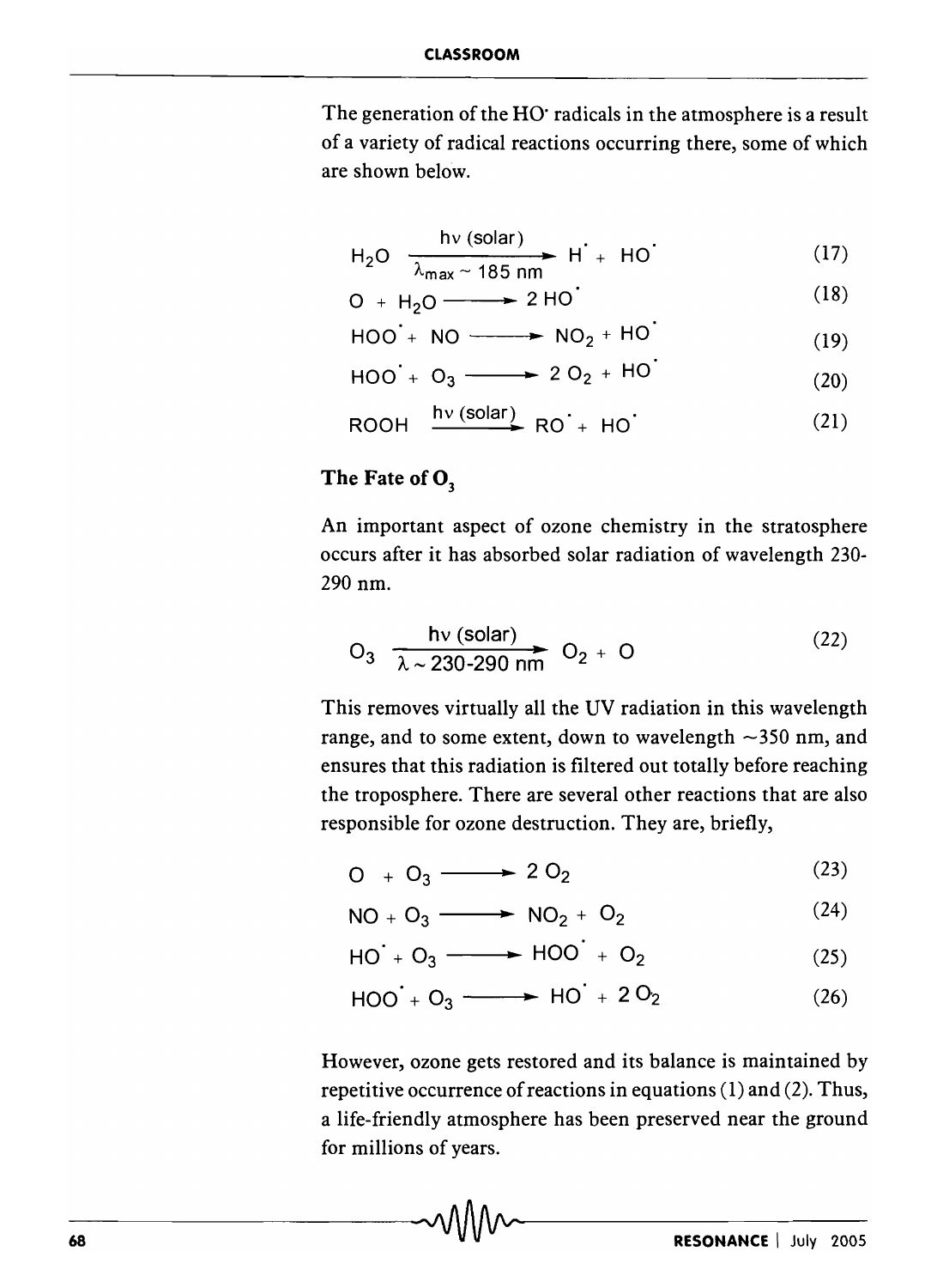The generation of the HO· radicals in the atmosphere is a result of a variety of radical reactions occurring there, some of which are shown below.

$$H_2O \xrightarrow[\lambda_{max} \sim 185 \text{ nm}]{h\nu \text{ (solar)}} H^{\cdot} + HO^{\cdot} \tag{17}$$

$$O + H_2O \longrightarrow 2\, HO^{\cdot} \tag{18}$$

$$HOO^{\cdot} + NO \longrightarrow NO_2 + HO^{\cdot} \tag{19}$$

$$HOO^{\cdot} + O_3 \longrightarrow 2\, O_2 + HO^{\cdot} \tag{20}$$

$$ROOH \xrightarrow{h\nu \text{ (solar)}} RO^{\cdot} + HO^{\cdot} \tag{21}$$

### The Fate of $O_3$

An important aspect of ozone chemistry in the stratosphere occurs after it has absorbed solar radiation of wavelength 230-290 nm.

$$O_3 \xrightarrow[\lambda \sim 230\text{-}290 \text{ nm}]{h\nu \text{ (solar)}} O_2 + O \tag{22}$$

This removes virtually all the UV radiation in this wavelength range, and to some extent, down to wavelength ~350 nm, and ensures that this radiation is filtered out totally before reaching the troposphere. There are several other reactions that are also responsible for ozone destruction. They are, briefly,

$$O + O_3 \longrightarrow 2\, O_2 \tag{23}$$

$$NO + O_3 \longrightarrow NO_2 + O_2 \tag{24}$$

$$HO^{\cdot} + O_3 \longrightarrow HOO^{\cdot} + O_2 \tag{25}$$

$$HOO^{\cdot} + O_3 \longrightarrow HO^{\cdot} + 2\, O_2 \tag{26}$$

However, ozone gets restored and its balance is maintained by repetitive occurrence of reactions in equations (1) and (2). Thus, a life-friendly atmosphere has been preserved near the ground for millions of years.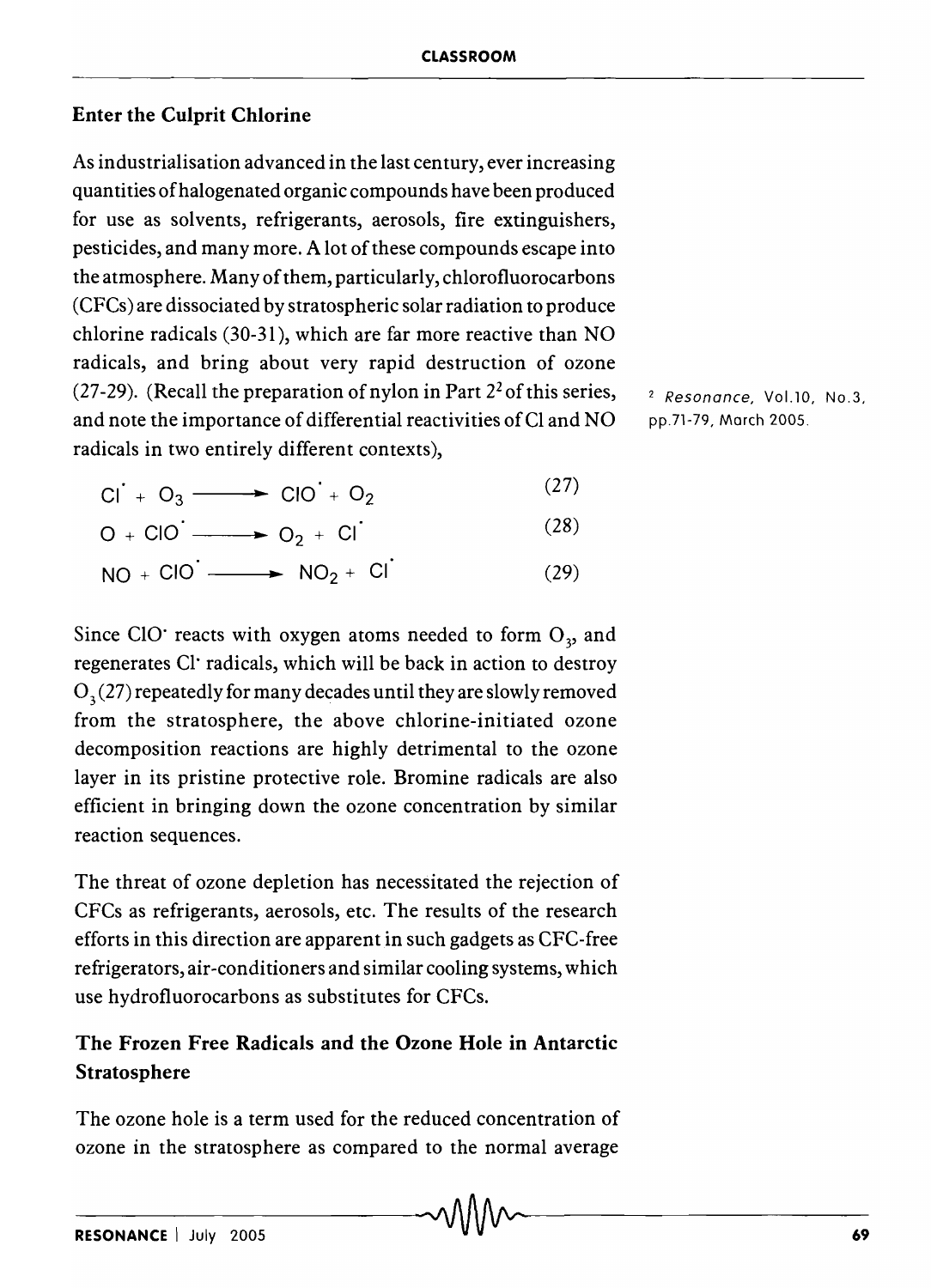## Enter the Culprit Chlorine

As industrialisation advanced in the last century, ever increasing quantities of halogenated organic compounds have been produced for use as solvents, refrigerants, aerosols, fire extinguishers, pesticides, and many more. A lot of these compounds escape into the atmosphere. Many of them, particularly, chlorofluorocarbons (CFCs) are dissociated by stratospheric solar radiation to produce chlorine radicals (30-31), which are far more reactive than NO radicals, and bring about very rapid destruction of ozone (27-29). (Recall the preparation of nylon in Part 2[2] of this series, and note the importance of differential reactivities of Cl and NO radicals in two entirely different contexts),

[2] *Resonance*, Vol.10, No.3, pp.71-79, March 2005.

$$Cl^{\cdot} + O_3 \longrightarrow ClO^{\cdot} + O_2 \quad (27)$$

$$O + ClO^{\cdot} \longrightarrow O_2 + Cl^{\cdot} \quad (28)$$

$$NO + ClO^{\cdot} \longrightarrow NO_2 + Cl^{\cdot} \quad (29)$$

Since $ClO^{\cdot}$ reacts with oxygen atoms needed to form $O_3$, and regenerates $Cl^{\cdot}$ radicals, which will be back in action to destroy $O_3$ (27) repeatedly for many decades until they are slowly removed from the stratosphere, the above chlorine-initiated ozone decomposition reactions are highly detrimental to the ozone layer in its pristine protective role. Bromine radicals are also efficient in bringing down the ozone concentration by similar reaction sequences.

The threat of ozone depletion has necessitated the rejection of CFCs as refrigerants, aerosols, etc. The results of the research efforts in this direction are apparent in such gadgets as CFC-free refrigerators, air-conditioners and similar cooling systems, which use hydrofluorocarbons as substitutes for CFCs.

## The Frozen Free Radicals and the Ozone Hole in Antarctic Stratosphere

The ozone hole is a term used for the reduced concentration of ozone in the stratosphere as compared to the normal average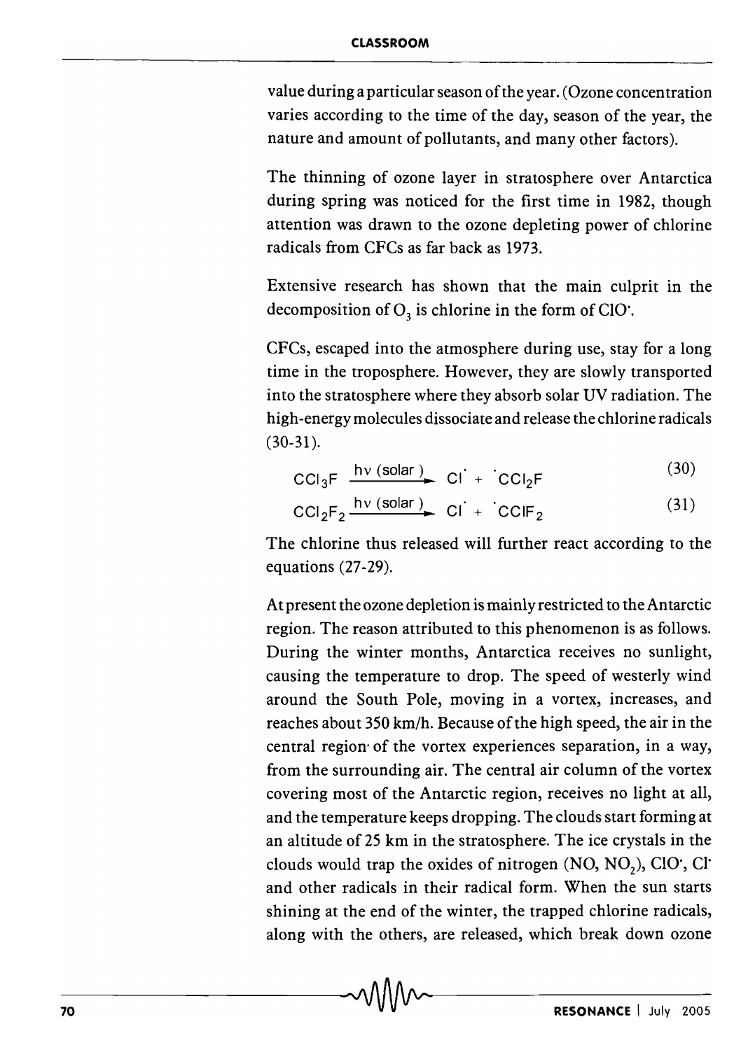value during a particular season of the year. (Ozone concentration varies according to the time of the day, season of the year, the nature and amount of pollutants, and many other factors).

The thinning of ozone layer in stratosphere over Antarctica during spring was noticed for the first time in 1982, though attention was drawn to the ozone depleting power of chlorine radicals from CFCs as far back as 1973.

Extensive research has shown that the main culprit in the decomposition of $O_3$ is chlorine in the form of $ClO^{\cdot}$.

CFCs, escaped into the atmosphere during use, stay for a long time in the troposphere. However, they are slowly transported into the stratosphere where they absorb solar UV radiation. The high-energy molecules dissociate and release the chlorine radicals (30-31).

$$CCl_3F \xrightarrow{h\nu\ (solar)} Cl^{\cdot} + {}^{\cdot}CCl_2F \tag{30}$$

$$CCl_2F_2 \xrightarrow{h\nu\ (solar)} Cl^{\cdot} + {}^{\cdot}CClF_2 \tag{31}$$

The chlorine thus released will further react according to the equations (27-29).

At present the ozone depletion is mainly restricted to the Antarctic region. The reason attributed to this phenomenon is as follows. During the winter months, Antarctica receives no sunlight, causing the temperature to drop. The speed of westerly wind around the South Pole, moving in a vortex, increases, and reaches about 350 km/h. Because of the high speed, the air in the central region of the vortex experiences separation, in a way, from the surrounding air. The central air column of the vortex covering most of the Antarctic region, receives no light at all, and the temperature keeps dropping. The clouds start forming at an altitude of 25 km in the stratosphere. The ice crystals in the clouds would trap the oxides of nitrogen (NO, $NO_2$), $ClO^{\cdot}$, $Cl^{\cdot}$ and other radicals in their radical form. When the sun starts shining at the end of the winter, the trapped chlorine radicals, along with the others, are released, which break down ozone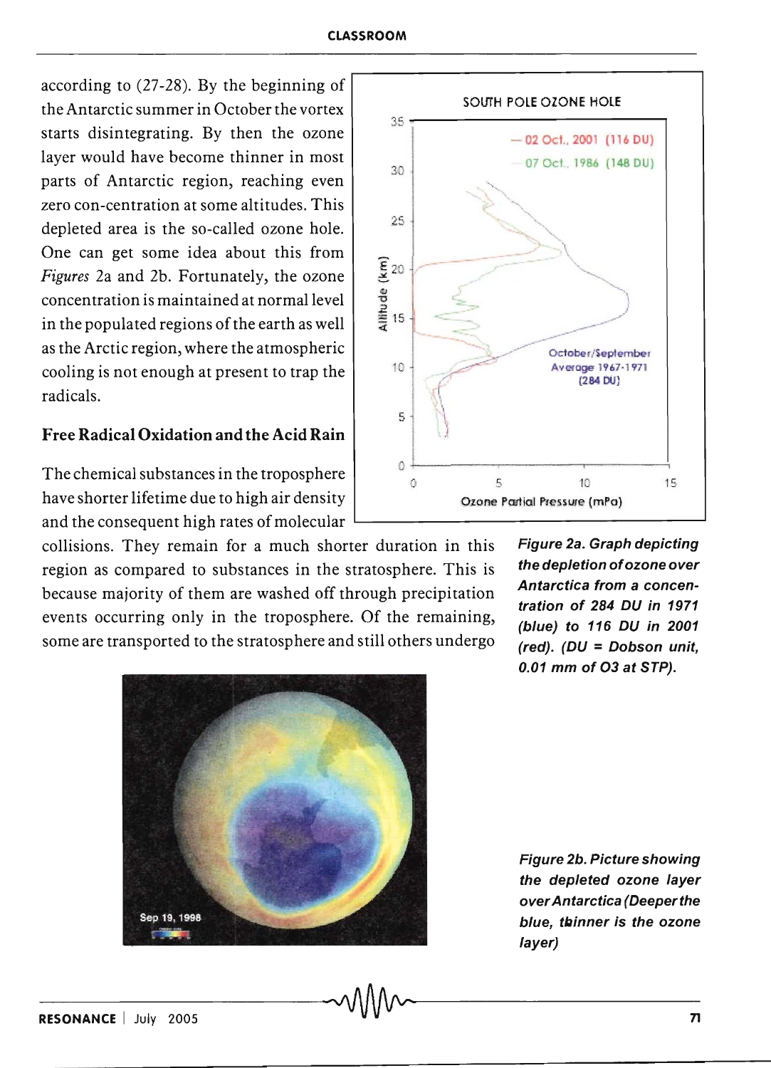according to (27-28). By the beginning of the Antarctic summer in October the vortex starts disintegrating. By then the ozone layer would have become thinner in most parts of Antarctic region, reaching even zero con-centration at some altitudes. This depleted area is the so-called ozone hole. One can get some idea about this from *Figures* 2a and 2b. Fortunately, the ozone concentration is maintained at normal level in the populated regions of the earth as well as the Arctic region, where the atmospheric cooling is not enough at present to trap the radicals.

### Free Radical Oxidation and the Acid Rain

The chemical substances in the troposphere have shorter lifetime due to high air density and the consequent high rates of molecular collisions. They remain for a much shorter duration in this region as compared to substances in the stratosphere. This is because majority of them are washed off through precipitation events occurring only in the troposphere. Of the remaining, some are transported to the stratosphere and still others undergo

***Figure 2a. Graph depicting the depletion of ozone over Antarctica from a concentration of 284 DU in 1971 (blue) to 116 DU in 2001 (red). (DU = Dobson unit, 0.01 mm of O3 at STP).***

***Figure 2b. Picture showing the depleted ozone layer over Antarctica (Deeper the blue, thinner is the ozone layer)***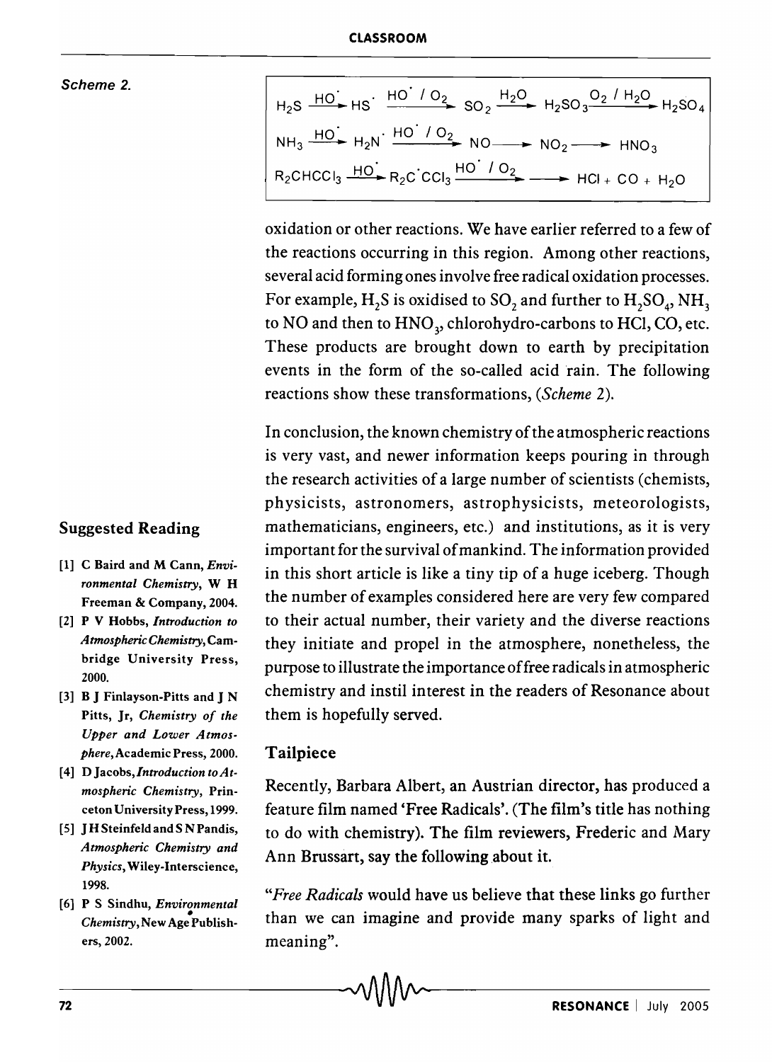*Scheme 2.*

$$H_2S \xrightarrow{HO^{\cdot}} HS^{\cdot} \xrightarrow{HO^{\cdot} / O_2} SO_2 \xrightarrow{H_2O} H_2SO_3 \xrightarrow{O_2 / H_2O} H_2SO_4$$

$$NH_3 \xrightarrow{HO^{\cdot}} H_2N^{\cdot} \xrightarrow{HO^{\cdot} / O_2} NO \longrightarrow NO_2 \longrightarrow HNO_3$$

$$R_2CHCCl_3 \xrightarrow{HO^{\cdot}} R_2C^{\cdot}CCl_3 \xrightarrow{HO^{\cdot} / O_2} \longrightarrow HCl + CO + H_2O$$

oxidation or other reactions. We have earlier referred to a few of the reactions occurring in this region. Among other reactions, several acid forming ones involve free radical oxidation processes. For example, $H_2S$ is oxidised to $SO_2$ and further to $H_2SO_4$, $NH_3$ to NO and then to $HNO_3$, chlorohydro-carbons to HCl, CO, etc. These products are brought down to earth by precipitation events in the form of the so-called acid rain. The following reactions show these transformations, (*Scheme* 2).

In conclusion, the known chemistry of the atmospheric reactions is very vast, and newer information keeps pouring in through the research activities of a large number of scientists (chemists, physicists, astronomers, astrophysicists, meteorologists, mathematicians, engineers, etc.) and institutions, as it is very important for the survival of mankind. The information provided in this short article is like a tiny tip of a huge iceberg. Though the number of examples considered here are very few compared to their actual number, their variety and the diverse reactions they initiate and propel in the atmosphere, nonetheless, the purpose to illustrate the importance of free radicals in atmospheric chemistry and instil interest in the readers of Resonance about them is hopefully served.

## Tailpiece

Recently, Barbara Albert, an Austrian director, has produced a feature film named '**Free Radicals**'. (The film's title has nothing to do with chemistry). The film reviewers, Frederic and Mary Ann Brussart, say the following about it.

"*Free Radicals* would have us believe that these links go further than we can imagine and provide many sparks of light and meaning".

## Suggested Reading

[1] C Baird and M Cann, *Environmental Chemistry*, W H Freeman & Company, 2004.

[2] P V Hobbs, *Introduction to Atmospheric Chemistry*, Cambridge University Press, 2000.

[3] B J Finlayson-Pitts and J N Pitts, Jr, *Chemistry of the Upper and Lower Atmosphere*, Academic Press, 2000.

[4] D Jacobs, *Introduction to Atmospheric Chemistry*, Princeton University Press, 1999.

[5] J H Steinfeld and S N Pandis, *Atmospheric Chemistry and Physics*, Wiley-Interscience, 1998.

[6] P S Sindhu, *Environmental Chemistry*, New Age Publishers, 2002.